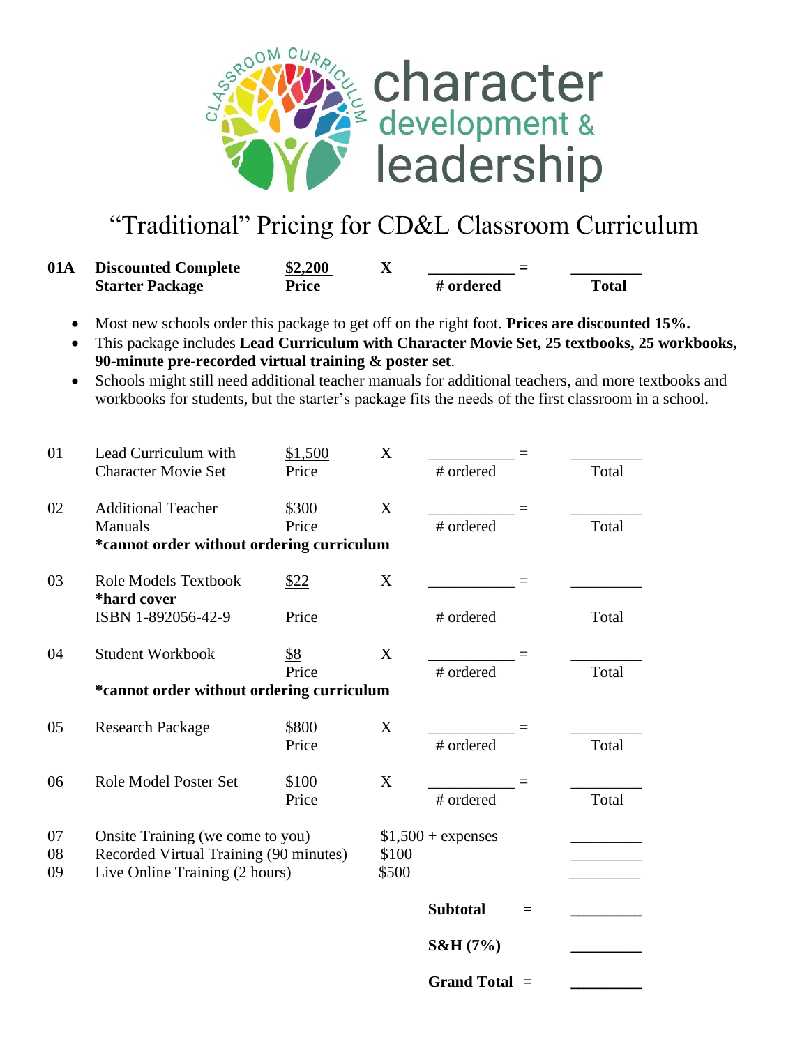CLASSROOM CURRICULUM

character development & leadership

# "Traditional" Pricing for CD&L Classroom Curriculum

| | | | | | | |
|---|---|---|---|---|---|---|
| **01A** | **Discounted Complete Starter Package** | **$2,200** **Price** | **X** | ___________ **# ordered** | **=** | _________ **Total** |

- Most new schools order this package to get off on the right foot. **Prices are discounted 15%.**
- This package includes **Lead Curriculum with Character Movie Set, 25 textbooks, 25 workbooks, 90-minute pre-recorded virtual training & poster set**.
- Schools might still need additional teacher manuals for additional teachers, and more textbooks and workbooks for students, but the starter's package fits the needs of the first classroom in a school.

| | | | | | | |
|---|---|---|---|---|---|---|
| 01 | Lead Curriculum with Character Movie Set | $1,500 Price | X | ___________ # ordered | = | _________ Total |
| 02 | Additional Teacher Manuals **\*cannot order without ordering curriculum** | $300 Price | X | ___________ # ordered | = | _________ Total |
| 03 | Role Models Textbook **\*hard cover** ISBN 1-892056-42-9 | $22 Price | X | ___________ # ordered | = | _________ Total |
| 04 | Student Workbook **\*cannot order without ordering curriculum** | $8 Price | X | ___________ # ordered | = | _________ Total |
| 05 | Research Package | $800 Price | X | ___________ # ordered | = | _________ Total |
| 06 | Role Model Poster Set | $100 Price | X | ___________ # ordered | = | _________ Total |
| 07 | Onsite Training (we come to you) | | $1,500 + expenses | | | _________ |
| 08 | Recorded Virtual Training (90 minutes) | | $100 | | | _________ |
| 09 | Live Online Training (2 hours) | | $500 | | | _________ |
| | | | | **Subtotal** | **=** | _________ |
| | | | | **S&H (7%)** | | _________ |
| | | | | **Grand Total** | **=** | _________ |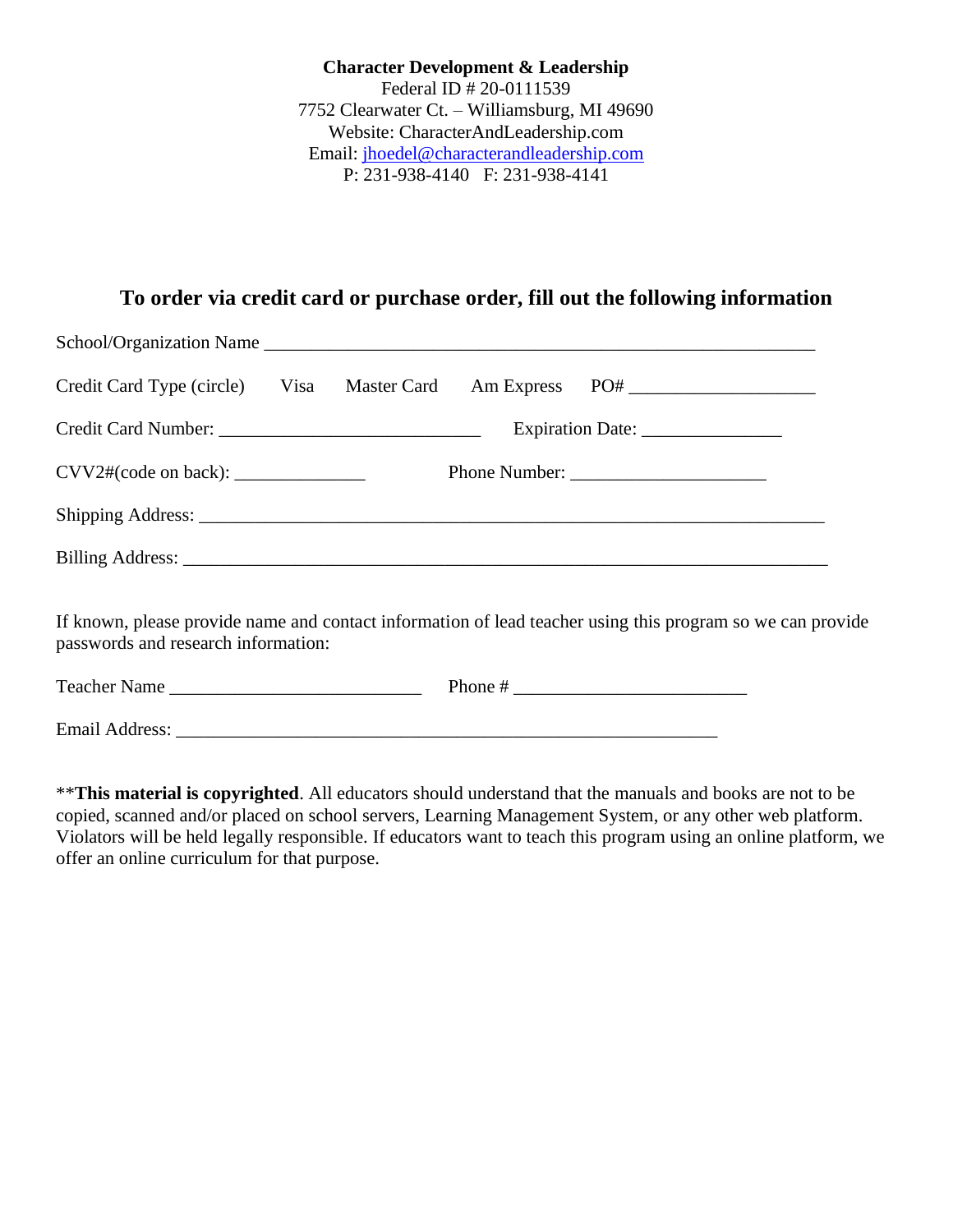**Character Development & Leadership**
Federal ID # 20-0111539
7752 Clearwater Ct. – Williamsburg, MI 49690
Website: CharacterAndLeadership.com
Email: jhoedel@characterandleadership.com
P: 231-938-4140 F: 231-938-4141

## To order via credit card or purchase order, fill out the following information

School/Organization Name ___________________________________________________________

Credit Card Type (circle) Visa Master Card Am Express PO# ____________________

Credit Card Number: ____________________________ Expiration Date: _______________

CVV2#(code on back): ______________ Phone Number: _____________________

Shipping Address: ____________________________________________________________________

Billing Address: ______________________________________________________________________

If known, please provide name and contact information of lead teacher using this program so we can provide passwords and research information:

Teacher Name ___________________________ Phone # _________________________

Email Address: ____________________________________________________________

**This material is copyrighted**. All educators should understand that the manuals and books are not to be copied, scanned and/or placed on school servers, Learning Management System, or any other web platform. Violators will be held legally responsible. If educators want to teach this program using an online platform, we offer an online curriculum for that purpose.